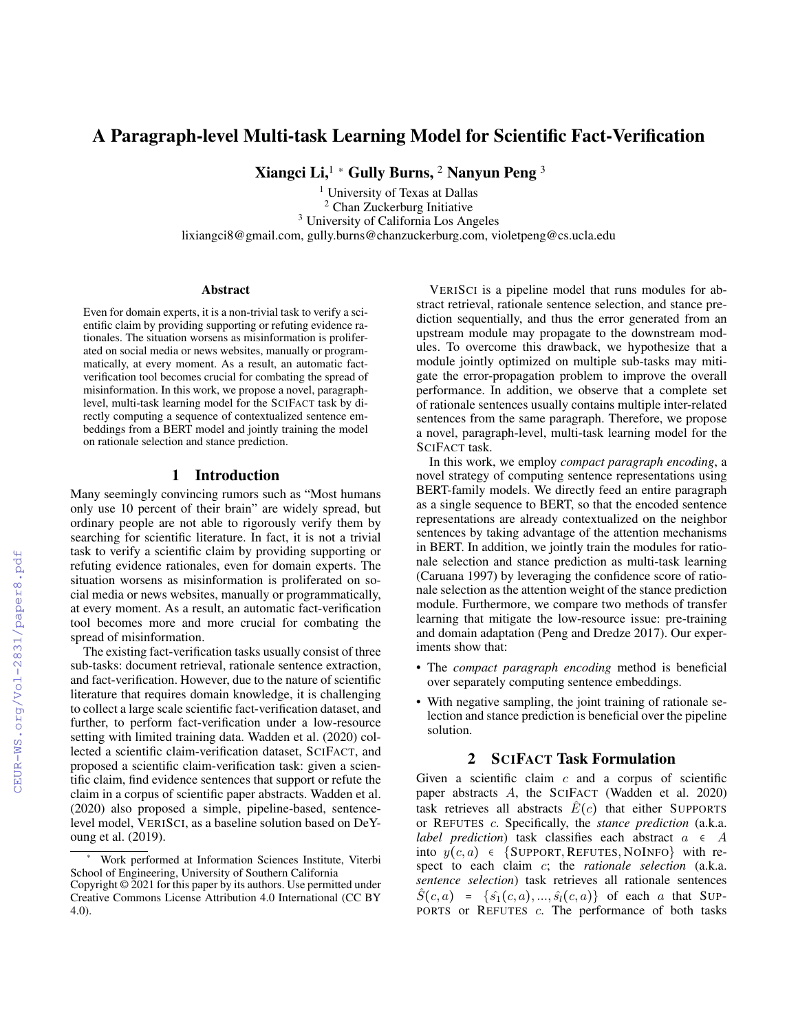# A Paragraph-level Multi-task Learning Model for Scientific Fact-Verification

**Xiangci Li,**[1] * **Gully Burns,** [2] **Nanyun Peng** [3]

[1] University of Texas at Dallas
[2] Chan Zuckerburg Initiative
[3] University of California Los Angeles
lixiangci8@gmail.com, gully.burns@chanzuckerburg.com, violetpeng@cs.ucla.edu

## Abstract

Even for domain experts, it is a non-trivial task to verify a scientific claim by providing supporting or refuting evidence rationales. The situation worsens as misinformation is proliferated on social media or news websites, manually or programmatically, at every moment. As a result, an automatic fact-verification tool becomes crucial for combating the spread of misinformation. In this work, we propose a novel, paragraph-level, multi-task learning model for the SCIFACT task by directly computing a sequence of contextualized sentence embeddings from a BERT model and jointly training the model on rationale selection and stance prediction.

## 1 Introduction

Many seemingly convincing rumors such as "Most humans only use 10 percent of their brain" are widely spread, but ordinary people are not able to rigorously verify them by searching for scientific literature. In fact, it is not a trivial task to verify a scientific claim by providing supporting or refuting evidence rationales, even for domain experts. The situation worsens as misinformation is proliferated on social media or news websites, manually or programmatically, at every moment. As a result, an automatic fact-verification tool becomes more and more crucial for combating the spread of misinformation.

The existing fact-verification tasks usually consist of three sub-tasks: document retrieval, rationale sentence extraction, and fact-verification. However, due to the nature of scientific literature that requires domain knowledge, it is challenging to collect a large scale scientific fact-verification dataset, and further, to perform fact-verification under a low-resource setting with limited training data. Wadden et al. (2020) collected a scientific claim-verification dataset, SCIFACT, and proposed a scientific claim-verification task: given a scientific claim, find evidence sentences that support or refute the claim in a corpus of scientific paper abstracts. Wadden et al. (2020) also proposed a simple, pipeline-based, sentence-level model, VERISCI, as a baseline solution based on DeYoung et al. (2019).

VERISCI is a pipeline model that runs modules for abstract retrieval, rationale sentence selection, and stance prediction sequentially, and thus the error generated from an upstream module may propagate to the downstream modules. To overcome this drawback, we hypothesize that a module jointly optimized on multiple sub-tasks may mitigate the error-propagation problem to improve the overall performance. In addition, we observe that a complete set of rationale sentences usually contains multiple inter-related sentences from the same paragraph. Therefore, we propose a novel, paragraph-level, multi-task learning model for the SCIFACT task.

In this work, we employ *compact paragraph encoding*, a novel strategy of computing sentence representations using BERT-family models. We directly feed an entire paragraph as a single sequence to BERT, so that the encoded sentence representations are already contextualized on the neighbor sentences by taking advantage of the attention mechanisms in BERT. In addition, we jointly train the modules for rationale selection and stance prediction as multi-task learning (Caruana 1997) by leveraging the confidence score of rationale selection as the attention weight of the stance prediction module. Furthermore, we compare two methods of transfer learning that mitigate the low-resource issue: pre-training and domain adaptation (Peng and Dredze 2017). Our experiments show that:

- The *compact paragraph encoding* method is beneficial over separately computing sentence embeddings.
- With negative sampling, the joint training of rationale selection and stance prediction is beneficial over the pipeline solution.

## 2 SCIFACT Task Formulation

Given a scientific claim $c$ and a corpus of scientific paper abstracts $A$, the SCIFACT (Wadden et al. 2020) task retrieves all abstracts $\hat{E}(c)$ that either SUPPORTS or REFUTES $c$. Specifically, the *stance prediction* (a.k.a. *label prediction*) task classifies each abstract $a \in A$ into $y(c, a) \in \{\text{SUPPORT}, \text{REFUTES}, \text{NOINFO}\}$ with respect to each claim $c$; the *rationale selection* (a.k.a. *sentence selection*) task retrieves all rationale sentences $\hat{S}(c, a) = \{\hat{s_1}(c, a), ..., \hat{s_l}(c, a)\}$ of each $a$ that SUPPORTS or REFUTES $c$. The performance of both tasks

---

* Work performed at Information Sciences Institute, Viterbi School of Engineering, University of Southern California
Copyright © 2021 for this paper by its authors. Use permitted under Creative Commons License Attribution 4.0 International (CC BY 4.0).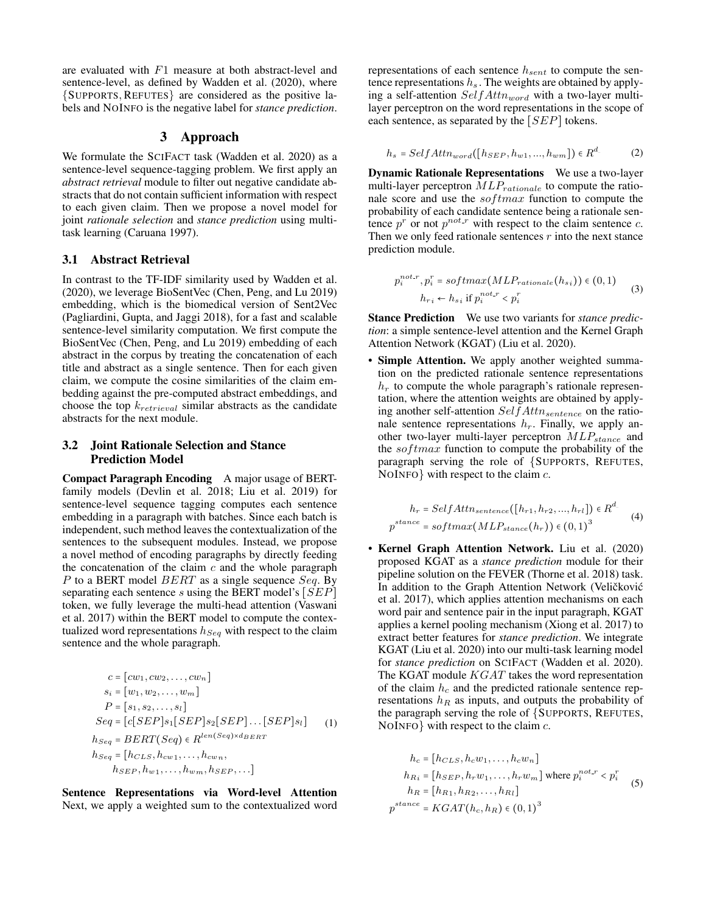are evaluated with $F1$ measure at both abstract-level and sentence-level, as defined by Wadden et al. (2020), where {SUPPORTS, REFUTES} are considered as the positive labels and NOINFO is the negative label for *stance prediction*.

## 3 Approach

We formulate the SCIFACT task (Wadden et al. 2020) as a sentence-level sequence-tagging problem. We first apply an *abstract retrieval* module to filter out negative candidate abstracts that do not contain sufficient information with respect to each given claim. Then we propose a novel model for joint *rationale selection* and *stance prediction* using multi-task learning (Caruana 1997).

### 3.1 Abstract Retrieval

In contrast to the TF-IDF similarity used by Wadden et al. (2020), we leverage BioSentVec (Chen, Peng, and Lu 2019) embedding, which is the biomedical version of Sent2Vec (Pagliardini, Gupta, and Jaggi 2018), for a fast and scalable sentence-level similarity computation. We first compute the BioSentVec (Chen, Peng, and Lu 2019) embedding of each abstract in the corpus by treating the concatenation of each title and abstract as a single sentence. Then for each given claim, we compute the cosine similarities of the claim embedding against the pre-computed abstract embeddings, and choose the top $k_{retrieval}$ similar abstracts as the candidate abstracts for the next module.

### 3.2 Joint Rationale Selection and Stance Prediction Model

**Compact Paragraph Encoding** A major usage of BERT-family models (Devlin et al. 2018; Liu et al. 2019) for sentence-level sequence tagging computes each sentence embedding in a paragraph with batches. Since each batch is independent, such method leaves the contextualization of the sentences to the subsequent modules. Instead, we propose a novel method of encoding paragraphs by directly feeding the concatenation of the claim $c$ and the whole paragraph $P$ to a BERT model $BERT$ as a single sequence $Seq$. By separating each sentence $s$ using the BERT model's $[SEP]$ token, we fully leverage the multi-head attention (Vaswani et al. 2017) within the BERT model to compute the contextualized word representations $h_{Seq}$ with respect to the claim sentence and the whole paragraph.

$$
\begin{aligned}
c &= [cw_1, cw_2, \dots, cw_n] \\
s_i &= [w_1, w_2, \dots, w_m] \\
P &= [s_1, s_2, \dots, s_l] \\
Seq &= [c[SEP]s_1[SEP]s_2[SEP]\dots[SEP]s_l] \\
h_{Seq} &= BERT(Seq) \in R^{len(Seq) \times d_{BERT}} \\
h_{Seq} &= [h_{CLS}, h_{cw1}, \dots, h_{cwn}, \\
&\quad h_{SEP}, h_{w1}, \dots, h_{wm}, h_{SEP}, \dots]
\end{aligned} \tag{1}
$$

**Sentence Representations via Word-level Attention** Next, we apply a weighted sum to the contextualized word representations of each sentence $h_{sent}$ to compute the sentence representations $h_s$. The weights are obtained by applying a self-attention $SelfAttn_{word}$ with a two-layer multi-layer perceptron on the word representations in the scope of each sentence, as separated by the $[SEP]$ tokens.

$$
h_s = SelfAttn_{word}([h_{SEP}, h_{w1}, ..., h_{wm}]) \in R^d \tag{2}
$$

**Dynamic Rationale Representations** We use a two-layer multi-layer perceptron $MLP_{rationale}$ to compute the rationale score and use the $softmax$ function to compute the probability of each candidate sentence being a rationale sentence $p^r$ or not $p^{not\_r}$ with respect to the claim sentence $c$. Then we only feed rationale sentences $r$ into the next stance prediction module.

$$
\begin{aligned}
p_i^{not\_r}, p_i^r &= softmax(MLP_{rationale}(h_{si})) \in (0,1) \\
h_{ri} &\leftarrow h_{si} \text{ if } p_i^{not\_r} < p_i^r
\end{aligned} \tag{3}
$$

**Stance Prediction** We use two variants for *stance prediction*: a simple sentence-level attention and the Kernel Graph Attention Network (KGAT) (Liu et al. 2020).

- **Simple Attention.** We apply another weighted summation on the predicted rationale sentence representations $h_r$ to compute the whole paragraph's rationale representation, where the attention weights are obtained by applying another self-attention $SelfAttn_{sentence}$ on the rationale sentence representations $h_r$. Finally, we apply another two-layer multi-layer perceptron $MLP_{stance}$ and the $softmax$ function to compute the probability of the paragraph serving the role of {SUPPORTS, REFUTES, NOINFO} with respect to the claim $c$.

$$
\begin{aligned}
h_r &= SelfAttn_{sentence}([h_{r1}, h_{r2}, ..., h_{rl}]) \in R^d \\
p^{stance} &= softmax(MLP_{stance}(h_r)) \in (0,1)^3
\end{aligned} \tag{4}
$$

- **Kernel Graph Attention Network.** Liu et al. (2020) proposed KGAT as a *stance prediction* module for their pipeline solution on the FEVER (Thorne et al. 2018) task. In addition to the Graph Attention Network (Veličković et al. 2017), which applies attention mechanisms on each word pair and sentence pair in the input paragraph, KGAT applies a kernel pooling mechanism (Xiong et al. 2017) to extract better features for *stance prediction*. We integrate KGAT (Liu et al. 2020) into our multi-task learning model for *stance prediction* on SCIFACT (Wadden et al. 2020). The KGAT module $KGAT$ takes the word representation of the claim $h_c$ and the predicted rationale sentence representations $h_R$ as inputs, and outputs the probability of the paragraph serving the role of {SUPPORTS, REFUTES, NOINFO} with respect to the claim $c$.

$$
\begin{aligned}
h_c &= [h_{CLS}, h_c w_1, \dots, h_c w_n] \\
h_{Ri} &= [h_{SEP}, h_r w_1, \dots, h_r w_m] \text{ where } p_i^{not\_r} < p_i^r \\
h_R &= [h_{R1}, h_{R2}, \dots, h_{Rl}] \\
p^{stance} &= KGAT(h_c, h_R) \in (0,1)^3
\end{aligned} \tag{5}
$$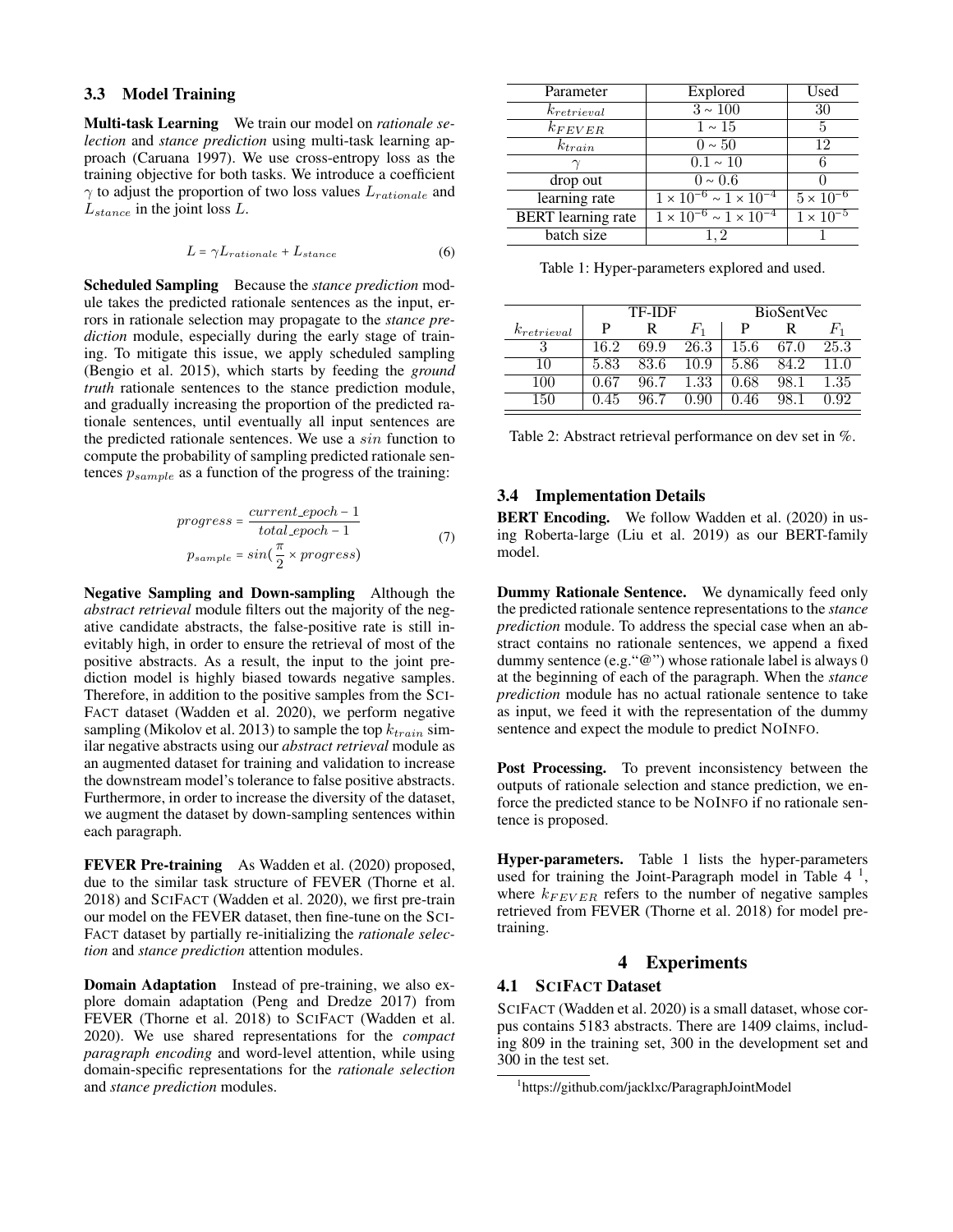### 3.3 Model Training

**Multi-task Learning** We train our model on *rationale selection* and *stance prediction* using multi-task learning approach (Caruana 1997). We use cross-entropy loss as the training objective for both tasks. We introduce a coefficient $\gamma$ to adjust the proportion of two loss values $L_{rationale}$ and $L_{stance}$ in the joint loss $L$.

$$L = \gamma L_{rationale} + L_{stance} \tag{6}$$

**Scheduled Sampling** Because the *stance prediction* module takes the predicted rationale sentences as the input, errors in rationale selection may propagate to the *stance prediction* module, especially during the early stage of training. To mitigate this issue, we apply scheduled sampling (Bengio et al. 2015), which starts by feeding the *ground truth* rationale sentences to the stance prediction module, and gradually increasing the proportion of the predicted rationale sentences, until eventually all input sentences are the predicted rationale sentences. We use a $sin$ function to compute the probability of sampling predicted rationale sentences $p_{sample}$ as a function of the progress of the training:

$$\begin{aligned} progress &= \frac{current\_epoch - 1}{total\_epoch - 1} \\ p_{sample} &= sin(\frac{\pi}{2} \times progress) \end{aligned} \tag{7}$$

**Negative Sampling and Down-sampling** Although the *abstract retrieval* module filters out the majority of the negative candidate abstracts, the false-positive rate is still inevitably high, in order to ensure the retrieval of most of the positive abstracts. As a result, the input to the joint prediction model is highly biased towards negative samples. Therefore, in addition to the positive samples from the SciFact dataset (Wadden et al. 2020), we perform negative sampling (Mikolov et al. 2013) to sample the top $k_{train}$ similar negative abstracts using our *abstract retrieval* module as an augmented dataset for training and validation to increase the downstream model's tolerance to false positive abstracts. Furthermore, in order to increase the diversity of the dataset, we augment the dataset by down-sampling sentences within each paragraph.

**FEVER Pre-training** As Wadden et al. (2020) proposed, due to the similar task structure of FEVER (Thorne et al. 2018) and SciFact (Wadden et al. 2020), we first pre-train our model on the FEVER dataset, then fine-tune on the SciFact dataset by partially re-initializing the *rationale selection* and *stance prediction* attention modules.

**Domain Adaptation** Instead of pre-training, we also explore domain adaptation (Peng and Dredze 2017) from FEVER (Thorne et al. 2018) to SciFact (Wadden et al. 2020). We use shared representations for the *compact paragraph encoding* and word-level attention, while using domain-specific representations for the *rationale selection* and *stance prediction* modules.

| Parameter | Explored | Used |
|---|---|---|
| $k_{retrieval}$ | $3 \sim 100$ | 30 |
| $k_{FEVER}$ | $1 \sim 15$ | 5 |
| $k_{train}$ | $0 \sim 50$ | 12 |
| $\gamma$ | $0.1 \sim 10$ | 6 |
| drop out | $0 \sim 0.6$ | 0 |
| learning rate | $1 \times 10^{-6} \sim 1 \times 10^{-4}$ | $5 \times 10^{-6}$ |
| BERT learning rate | $1 \times 10^{-6} \sim 1 \times 10^{-4}$ | $1 \times 10^{-5}$ |
| batch size | $1, 2$ | 1 |

Table 1: Hyper-parameters explored and used.

| | TF-IDF | | | BioSentVec | | |
|---|---|---|---|---|---|---|
| $k_{retrieval}$ | P | R | $F_1$ | P | R | $F_1$ |
| 3 | 16.2 | 69.9 | 26.3 | 15.6 | 67.0 | 25.3 |
| 10 | 5.83 | 83.6 | 10.9 | 5.86 | 84.2 | 11.0 |
| 100 | 0.67 | 96.7 | 1.33 | 0.68 | 98.1 | 1.35 |
| 150 | 0.45 | 96.7 | 0.90 | 0.46 | 98.1 | 0.92 |

Table 2: Abstract retrieval performance on dev set in %.

### 3.4 Implementation Details

**BERT Encoding.** We follow Wadden et al. (2020) in using Roberta-large (Liu et al. 2019) as our BERT-family model.

**Dummy Rationale Sentence.** We dynamically feed only the predicted rationale sentence representations to the *stance prediction* module. To address the special case when an abstract contains no rationale sentences, we append a fixed dummy sentence (e.g."@") whose rationale label is always 0 at the beginning of each of the paragraph. When the *stance prediction* module has no actual rationale sentence to take as input, we feed it with the representation of the dummy sentence and expect the module to predict NoInfo.

**Post Processing.** To prevent inconsistency between the outputs of rationale selection and stance prediction, we enforce the predicted stance to be NoInfo if no rationale sentence is proposed.

**Hyper-parameters.** Table 1 lists the hyper-parameters used for training the Joint-Paragraph model in Table 4 [1], where $k_{FEVER}$ refers to the number of negative samples retrieved from FEVER (Thorne et al. 2018) for model pre-training.

## 4 Experiments

### 4.1 SciFact Dataset

SciFact (Wadden et al. 2020) is a small dataset, whose corpus contains 5183 abstracts. There are 1409 claims, including 809 in the training set, 300 in the development set and 300 in the test set.

[1] https://github.com/jacklxc/ParagraphJointModel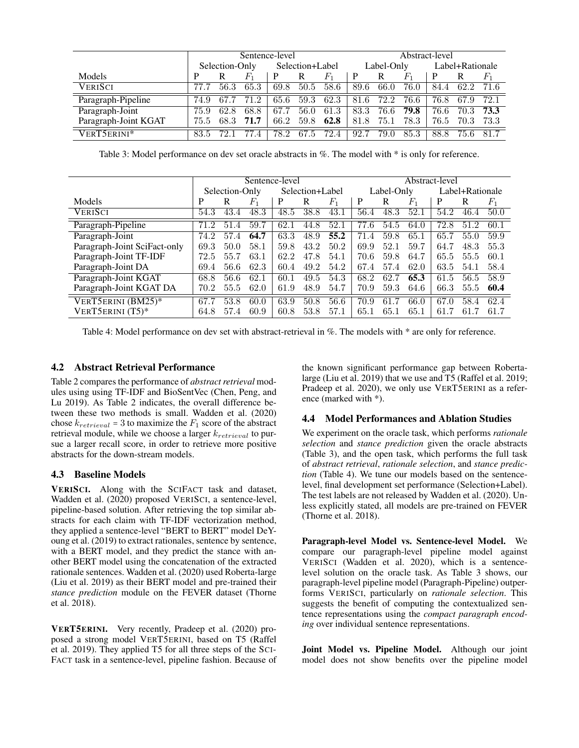| Models | Sentence-level | | | | | | Abstract-level | | | | | |
|---|---|---|---|---|---|---|---|---|---|---|---|---|
| | Selection-Only | | | Selection+Label | | | Label-Only | | | Label+Rationale | | |
| | P | R | $F_1$ | P | R | $F_1$ | P | R | $F_1$ | P | R | $F_1$ |
| VERISCI | 77.7 | 56.3 | 65.3 | 69.8 | 50.5 | 58.6 | 89.6 | 66.0 | 76.0 | 84.4 | 62.2 | 71.6 |
| Paragraph-Pipeline | 74.9 | 67.7 | 71.2 | 65.6 | 59.3 | 62.3 | 81.6 | 72.2 | 76.6 | 76.8 | 67.9 | 72.1 |
| Paragraph-Joint | 75.9 | 62.8 | 68.8 | 67.7 | 56.0 | 61.3 | 83.3 | 76.6 | **79.8** | 76.6 | 70.3 | **73.3** |
| Paragraph-Joint KGAT | 75.5 | 68.3 | **71.7** | 66.2 | 59.8 | **62.8** | 81.8 | 75.1 | 78.3 | 76.5 | 70.3 | 73.3 |
| VERT5ERINI* | 83.5 | 72.1 | 77.4 | 78.2 | 67.5 | 72.4 | 92.7 | 79.0 | 85.3 | 88.8 | 75.6 | 81.7 |

Table 3: Model performance on dev set oracle abstracts in %. The model with * is only for reference.

| Models | Sentence-level | | | | | | Abstract-level | | | | | |
|---|---|---|---|---|---|---|---|---|---|---|---|---|
| | Selection-Only | | | Selection+Label | | | Label-Only | | | Label+Rationale | | |
| | P | R | $F_1$ | P | R | $F_1$ | P | R | $F_1$ | P | R | $F_1$ |
| VERISCI | 54.3 | 43.4 | 48.3 | 48.5 | 38.8 | 43.1 | 56.4 | 48.3 | 52.1 | 54.2 | 46.4 | 50.0 |
| Paragraph-Pipeline | 71.2 | 51.4 | 59.7 | 62.1 | 44.8 | 52.1 | 77.6 | 54.5 | 64.0 | 72.8 | 51.2 | 60.1 |
| Paragraph-Joint | 74.2 | 57.4 | **64.7** | 63.3 | 48.9 | **55.2** | 71.4 | 59.8 | 65.1 | 65.7 | 55.0 | 59.9 |
| Paragraph-Joint SciFact-only | 69.3 | 50.0 | 58.1 | 59.8 | 43.2 | 50.2 | 69.9 | 52.1 | 59.7 | 64.7 | 48.3 | 55.3 |
| Paragraph-Joint TF-IDF | 72.5 | 55.7 | 63.1 | 62.2 | 47.8 | 54.1 | 70.6 | 59.8 | 64.7 | 65.5 | 55.5 | 60.1 |
| Paragraph-Joint DA | 69.4 | 56.6 | 62.3 | 60.4 | 49.2 | 54.2 | 67.4 | 57.4 | 62.0 | 63.5 | 54.1 | 58.4 |
| Paragraph-Joint KGAT | 68.8 | 56.6 | 62.1 | 60.1 | 49.5 | 54.3 | 68.2 | 62.7 | **65.3** | 61.5 | 56.5 | 58.9 |
| Paragraph-Joint KGAT DA | 70.2 | 55.5 | 62.0 | 61.9 | 48.9 | 54.7 | 70.9 | 59.3 | 64.6 | 66.3 | 55.5 | **60.4** |
| VERT5ERINI (BM25)* | 67.7 | 53.8 | 60.0 | 63.9 | 50.8 | 56.6 | 70.9 | 61.7 | 66.0 | 67.0 | 58.4 | 62.4 |
| VERT5ERINI (T5)* | 64.8 | 57.4 | 60.9 | 60.8 | 53.8 | 57.1 | 65.1 | 65.1 | 65.1 | 61.7 | 61.7 | 61.7 |

Table 4: Model performance on dev set with abstract-retrieval in %. The models with * are only for reference.

### 4.2 Abstract Retrieval Performance

Table 2 compares the performance of *abstract retrieval* modules using using TF-IDF and BioSentVec (Chen, Peng, and Lu 2019). As Table 2 indicates, the overall difference between these two methods is small. Wadden et al. (2020) chose $k_{retrieval}$ = 3 to maximize the $F_1$ score of the abstract retrieval module, while we choose a larger $k_{retrieval}$ to pursue a larger recall score, in order to retrieve more positive abstracts for the down-stream models.

### 4.3 Baseline Models

**VERISCI.** Along with the SCIFACT task and dataset, Wadden et al. (2020) proposed VERISCI, a sentence-level, pipeline-based solution. After retrieving the top similar abstracts for each claim with TF-IDF vectorization method, they applied a sentence-level "BERT to BERT" model DeYoung et al. (2019) to extract rationales, sentence by sentence, with a BERT model, and they predict the stance with another BERT model using the concatenation of the extracted rationale sentences. Wadden et al. (2020) used Roberta-large (Liu et al. 2019) as their BERT model and pre-trained their *stance prediction* module on the FEVER dataset (Thorne et al. 2018).

**VERT5ERINI.** Very recently, Pradeep et al. (2020) proposed a strong model VERT5ERINI, based on T5 (Raffel et al. 2019). They applied T5 for all three steps of the SCIFACT task in a sentence-level, pipeline fashion. Because of the known significant performance gap between Roberta-large (Liu et al. 2019) that we use and T5 (Raffel et al. 2019; Pradeep et al. 2020), we only use VERT5ERINI as a reference (marked with *).

### 4.4 Model Performances and Ablation Studies

We experiment on the oracle task, which performs *rationale selection* and *stance prediction* given the oracle abstracts (Table 3), and the open task, which performs the full task of *abstract retrieval*, *rationale selection*, and *stance prediction* (Table 4). We tune our models based on the sentence-level, final development set performance (Selection+Label). The test labels are not released by Wadden et al. (2020). Unless explicitly stated, all models are pre-trained on FEVER (Thorne et al. 2018).

**Paragraph-level Model vs. Sentence-level Model.** We compare our paragraph-level pipeline model against VERISCI (Wadden et al. 2020), which is a sentence-level solution on the oracle task. As Table 3 shows, our paragraph-level pipeline model (Paragraph-Pipeline) outperforms VERISCI, particularly on *rationale selection*. This suggests the benefit of computing the contextualized sentence representations using the *compact paragraph encoding* over individual sentence representations.

**Joint Model vs. Pipeline Model.** Although our joint model does not show benefits over the pipeline model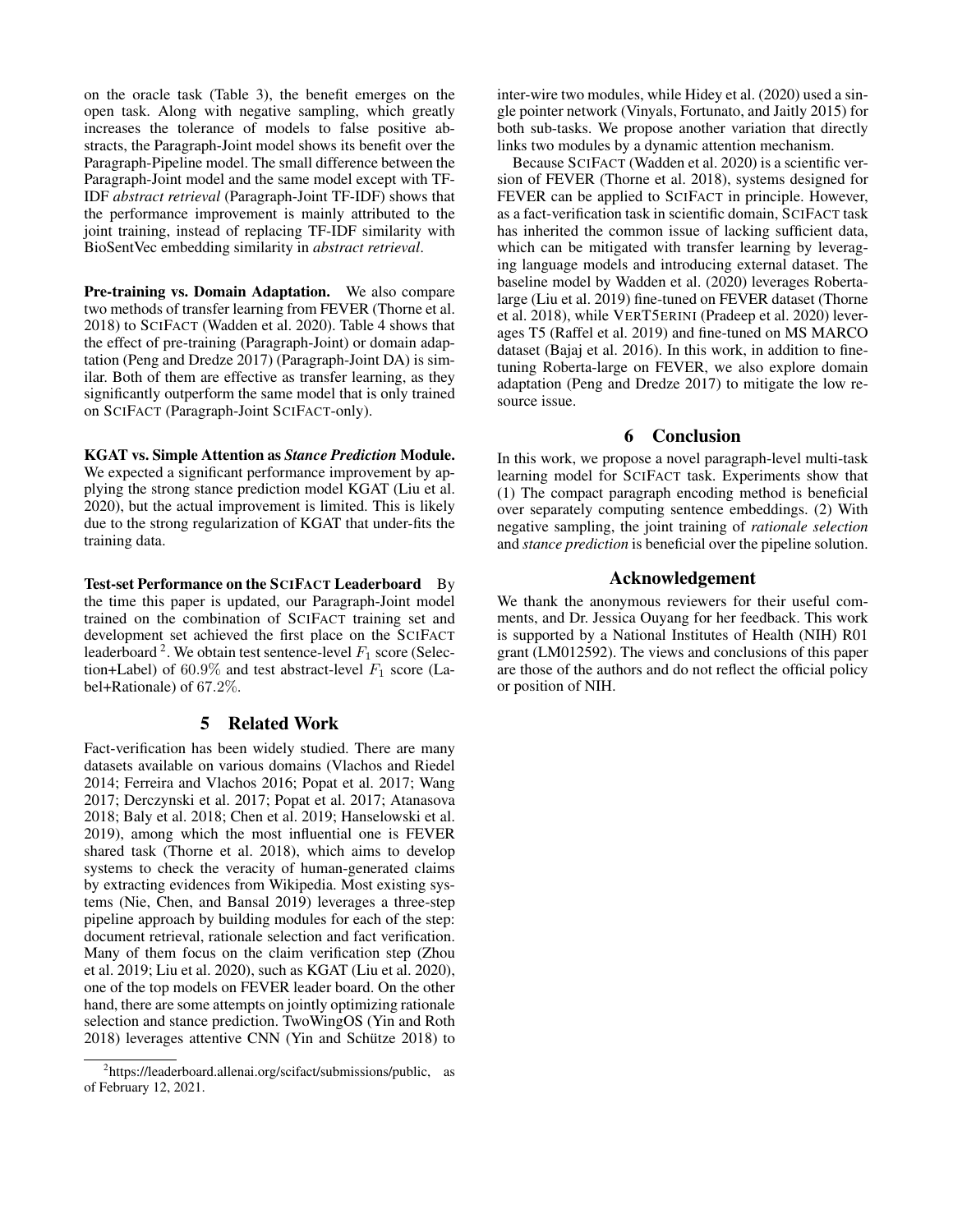on the oracle task (Table 3), the benefit emerges on the open task. Along with negative sampling, which greatly increases the tolerance of models to false positive abstracts, the Paragraph-Joint model shows its benefit over the Paragraph-Pipeline model. The small difference between the Paragraph-Joint model and the same model except with TF-IDF *abstract retrieval* (Paragraph-Joint TF-IDF) shows that the performance improvement is mainly attributed to the joint training, instead of replacing TF-IDF similarity with BioSentVec embedding similarity in *abstract retrieval*.

**Pre-training vs. Domain Adaptation.** We also compare two methods of transfer learning from FEVER (Thorne et al. 2018) to SCIFACT (Wadden et al. 2020). Table 4 shows that the effect of pre-training (Paragraph-Joint) or domain adaptation (Peng and Dredze 2017) (Paragraph-Joint DA) is similar. Both of them are effective as transfer learning, as they significantly outperform the same model that is only trained on SCIFACT (Paragraph-Joint SCIFACT-only).

**KGAT vs. Simple Attention as *Stance Prediction* Module.** We expected a significant performance improvement by applying the strong stance prediction model KGAT (Liu et al. 2020), but the actual improvement is limited. This is likely due to the strong regularization of KGAT that under-fits the training data.

**Test-set Performance on the SCIFACT Leaderboard** By the time this paper is updated, our Paragraph-Joint model trained on the combination of SCIFACT training set and development set achieved the first place on the SCIFACT leaderboard [2]. We obtain test sentence-level $F_1$ score (Selection+Label) of $60.9\%$ and test abstract-level $F_1$ score (Label+Rationale) of $67.2\%$.

## 5 Related Work

Fact-verification has been widely studied. There are many datasets available on various domains (Vlachos and Riedel 2014; Ferreira and Vlachos 2016; Popat et al. 2017; Wang 2017; Derczynski et al. 2017; Popat et al. 2017; Atanasova 2018; Baly et al. 2018; Chen et al. 2019; Hanselowski et al. 2019), among which the most influential one is FEVER shared task (Thorne et al. 2018), which aims to develop systems to check the veracity of human-generated claims by extracting evidences from Wikipedia. Most existing systems (Nie, Chen, and Bansal 2019) leverages a three-step pipeline approach by building modules for each of the step: document retrieval, rationale selection and fact verification. Many of them focus on the claim verification step (Zhou et al. 2019; Liu et al. 2020), such as KGAT (Liu et al. 2020), one of the top models on FEVER leader board. On the other hand, there are some attempts on jointly optimizing rationale selection and stance prediction. TwoWingOS (Yin and Roth 2018) leverages attentive CNN (Yin and Schütze 2018) to inter-wire two modules, while Hidey et al. (2020) used a single pointer network (Vinyals, Fortunato, and Jaitly 2015) for both sub-tasks. We propose another variation that directly links two modules by a dynamic attention mechanism.

Because SCIFACT (Wadden et al. 2020) is a scientific version of FEVER (Thorne et al. 2018), systems designed for FEVER can be applied to SCIFACT in principle. However, as a fact-verification task in scientific domain, SCIFACT task has inherited the common issue of lacking sufficient data, which can be mitigated with transfer learning by leveraging language models and introducing external dataset. The baseline model by Wadden et al. (2020) leverages Roberta-large (Liu et al. 2019) fine-tuned on FEVER dataset (Thorne et al. 2018), while VERT5ERINI (Pradeep et al. 2020) leverages T5 (Raffel et al. 2019) and fine-tuned on MS MARCO dataset (Bajaj et al. 2016). In this work, in addition to fine-tuning Roberta-large on FEVER, we also explore domain adaptation (Peng and Dredze 2017) to mitigate the low resource issue.

## 6 Conclusion

In this work, we propose a novel paragraph-level multi-task learning model for SCIFACT task. Experiments show that (1) The compact paragraph encoding method is beneficial over separately computing sentence embeddings. (2) With negative sampling, the joint training of *rationale selection* and *stance prediction* is beneficial over the pipeline solution.

## Acknowledgement

We thank the anonymous reviewers for their useful comments, and Dr. Jessica Ouyang for her feedback. This work is supported by a National Institutes of Health (NIH) R01 grant (LM012592). The views and conclusions of this paper are those of the authors and do not reflect the official policy or position of NIH.

[2] https://leaderboard.allenai.org/scifact/submissions/public, as of February 12, 2021.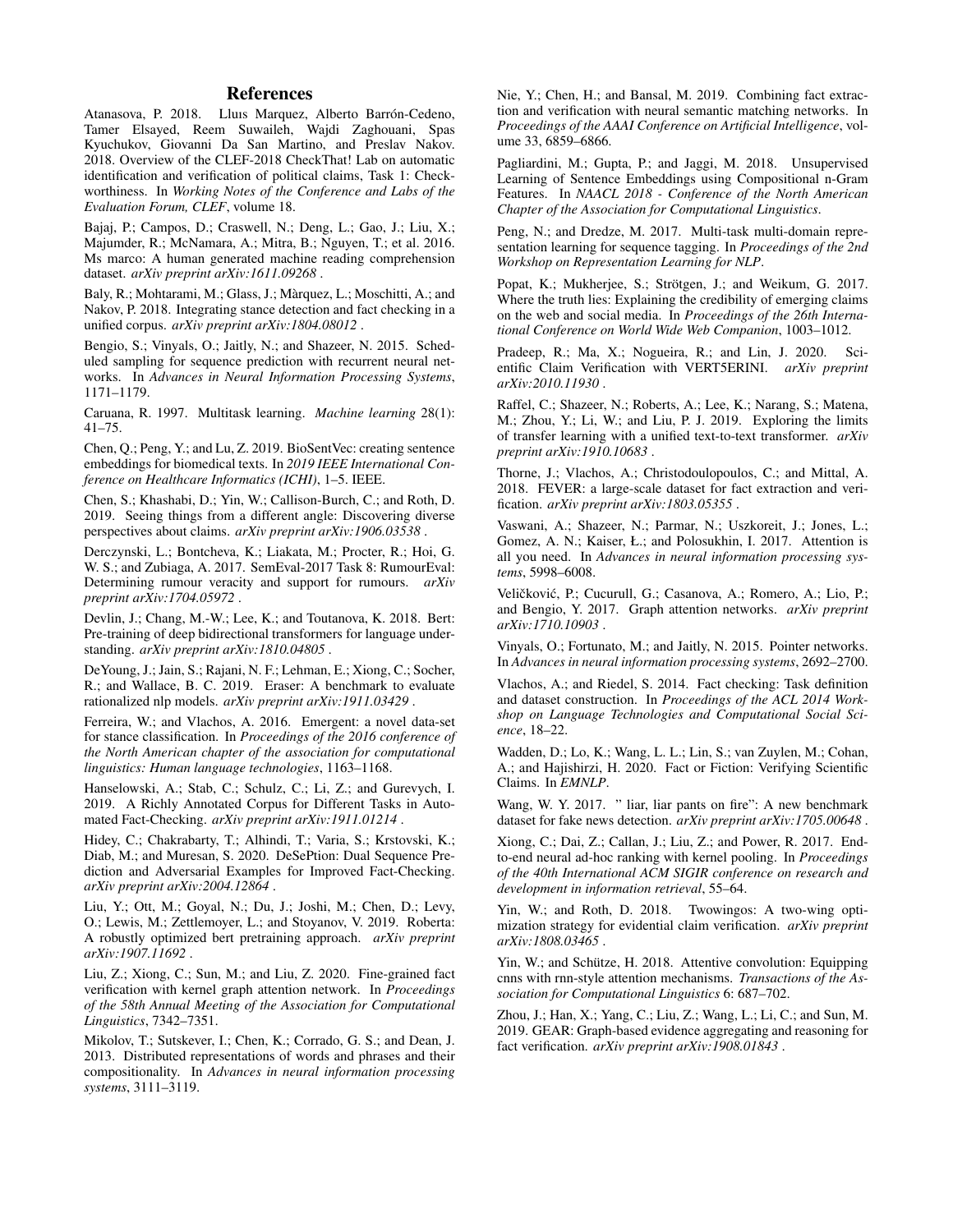# References

Atanasova, P. 2018. Lluıs Marquez, Alberto Barrón-Cedeno, Tamer Elsayed, Reem Suwaileh, Wajdi Zaghouani, Spas Kyuchukov, Giovanni Da San Martino, and Preslav Nakov. 2018. Overview of the CLEF-2018 CheckThat! Lab on automatic identification and verification of political claims, Task 1: Check-worthiness. In *Working Notes of the Conference and Labs of the Evaluation Forum, CLEF*, volume 18.

Bajaj, P.; Campos, D.; Craswell, N.; Deng, L.; Gao, J.; Liu, X.; Majumder, R.; McNamara, A.; Mitra, B.; Nguyen, T.; et al. 2016. Ms marco: A human generated machine reading comprehension dataset. *arXiv preprint arXiv:1611.09268* .

Baly, R.; Mohtarami, M.; Glass, J.; Màrquez, L.; Moschitti, A.; and Nakov, P. 2018. Integrating stance detection and fact checking in a unified corpus. *arXiv preprint arXiv:1804.08012* .

Bengio, S.; Vinyals, O.; Jaitly, N.; and Shazeer, N. 2015. Scheduled sampling for sequence prediction with recurrent neural networks. In *Advances in Neural Information Processing Systems*, 1171–1179.

Caruana, R. 1997. Multitask learning. *Machine learning* 28(1): 41–75.

Chen, Q.; Peng, Y.; and Lu, Z. 2019. BioSentVec: creating sentence embeddings for biomedical texts. In *2019 IEEE International Conference on Healthcare Informatics (ICHI)*, 1–5. IEEE.

Chen, S.; Khashabi, D.; Yin, W.; Callison-Burch, C.; and Roth, D. 2019. Seeing things from a different angle: Discovering diverse perspectives about claims. *arXiv preprint arXiv:1906.03538* .

Derczynski, L.; Bontcheva, K.; Liakata, M.; Procter, R.; Hoi, G. W. S.; and Zubiaga, A. 2017. SemEval-2017 Task 8: RumourEval: Determining rumour veracity and support for rumours. *arXiv preprint arXiv:1704.05972* .

Devlin, J.; Chang, M.-W.; Lee, K.; and Toutanova, K. 2018. Bert: Pre-training of deep bidirectional transformers for language understanding. *arXiv preprint arXiv:1810.04805* .

DeYoung, J.; Jain, S.; Rajani, N. F.; Lehman, E.; Xiong, C.; Socher, R.; and Wallace, B. C. 2019. Eraser: A benchmark to evaluate rationalized nlp models. *arXiv preprint arXiv:1911.03429* .

Ferreira, W.; and Vlachos, A. 2016. Emergent: a novel data-set for stance classification. In *Proceedings of the 2016 conference of the North American chapter of the association for computational linguistics: Human language technologies*, 1163–1168.

Hanselowski, A.; Stab, C.; Schulz, C.; Li, Z.; and Gurevych, I. 2019. A Richly Annotated Corpus for Different Tasks in Automated Fact-Checking. *arXiv preprint arXiv:1911.01214* .

Hidey, C.; Chakrabarty, T.; Alhindi, T.; Varia, S.; Krstovski, K.; Diab, M.; and Muresan, S. 2020. DeSePtion: Dual Sequence Prediction and Adversarial Examples for Improved Fact-Checking. *arXiv preprint arXiv:2004.12864* .

Liu, Y.; Ott, M.; Goyal, N.; Du, J.; Joshi, M.; Chen, D.; Levy, O.; Lewis, M.; Zettlemoyer, L.; and Stoyanov, V. 2019. Roberta: A robustly optimized bert pretraining approach. *arXiv preprint arXiv:1907.11692* .

Liu, Z.; Xiong, C.; Sun, M.; and Liu, Z. 2020. Fine-grained fact verification with kernel graph attention network. In *Proceedings of the 58th Annual Meeting of the Association for Computational Linguistics*, 7342–7351.

Mikolov, T.; Sutskever, I.; Chen, K.; Corrado, G. S.; and Dean, J. 2013. Distributed representations of words and phrases and their compositionality. In *Advances in neural information processing systems*, 3111–3119.

Nie, Y.; Chen, H.; and Bansal, M. 2019. Combining fact extraction and verification with neural semantic matching networks. In *Proceedings of the AAAI Conference on Artificial Intelligence*, volume 33, 6859–6866.

Pagliardini, M.; Gupta, P.; and Jaggi, M. 2018. Unsupervised Learning of Sentence Embeddings using Compositional n-Gram Features. In *NAACL 2018 - Conference of the North American Chapter of the Association for Computational Linguistics*.

Peng, N.; and Dredze, M. 2017. Multi-task multi-domain representation learning for sequence tagging. In *Proceedings of the 2nd Workshop on Representation Learning for NLP*.

Popat, K.; Mukherjee, S.; Strötgen, J.; and Weikum, G. 2017. Where the truth lies: Explaining the credibility of emerging claims on the web and social media. In *Proceedings of the 26th International Conference on World Wide Web Companion*, 1003–1012.

Pradeep, R.; Ma, X.; Nogueira, R.; and Lin, J. 2020. Scientific Claim Verification with VERT5ERINI. *arXiv preprint arXiv:2010.11930* .

Raffel, C.; Shazeer, N.; Roberts, A.; Lee, K.; Narang, S.; Matena, M.; Zhou, Y.; Li, W.; and Liu, P. J. 2019. Exploring the limits of transfer learning with a unified text-to-text transformer. *arXiv preprint arXiv:1910.10683* .

Thorne, J.; Vlachos, A.; Christodoulopoulos, C.; and Mittal, A. 2018. FEVER: a large-scale dataset for fact extraction and verification. *arXiv preprint arXiv:1803.05355* .

Vaswani, A.; Shazeer, N.; Parmar, N.; Uszkoreit, J.; Jones, L.; Gomez, A. N.; Kaiser, Ł.; and Polosukhin, I. 2017. Attention is all you need. In *Advances in neural information processing systems*, 5998–6008.

Veličković, P.; Cucurull, G.; Casanova, A.; Romero, A.; Lio, P.; and Bengio, Y. 2017. Graph attention networks. *arXiv preprint arXiv:1710.10903* .

Vinyals, O.; Fortunato, M.; and Jaitly, N. 2015. Pointer networks. In *Advances in neural information processing systems*, 2692–2700.

Vlachos, A.; and Riedel, S. 2014. Fact checking: Task definition and dataset construction. In *Proceedings of the ACL 2014 Workshop on Language Technologies and Computational Social Science*, 18–22.

Wadden, D.; Lo, K.; Wang, L. L.; Lin, S.; van Zuylen, M.; Cohan, A.; and Hajishirzi, H. 2020. Fact or Fiction: Verifying Scientific Claims. In *EMNLP*.

Wang, W. Y. 2017. " liar, liar pants on fire": A new benchmark dataset for fake news detection. *arXiv preprint arXiv:1705.00648* .

Xiong, C.; Dai, Z.; Callan, J.; Liu, Z.; and Power, R. 2017. End-to-end neural ad-hoc ranking with kernel pooling. In *Proceedings of the 40th International ACM SIGIR conference on research and development in information retrieval*, 55–64.

Yin, W.; and Roth, D. 2018. Twowingos: A two-wing optimization strategy for evidential claim verification. *arXiv preprint arXiv:1808.03465* .

Yin, W.; and Schütze, H. 2018. Attentive convolution: Equipping cnns with rnn-style attention mechanisms. *Transactions of the Association for Computational Linguistics* 6: 687–702.

Zhou, J.; Han, X.; Yang, C.; Liu, Z.; Wang, L.; Li, C.; and Sun, M. 2019. GEAR: Graph-based evidence aggregating and reasoning for fact verification. *arXiv preprint arXiv:1908.01843* .